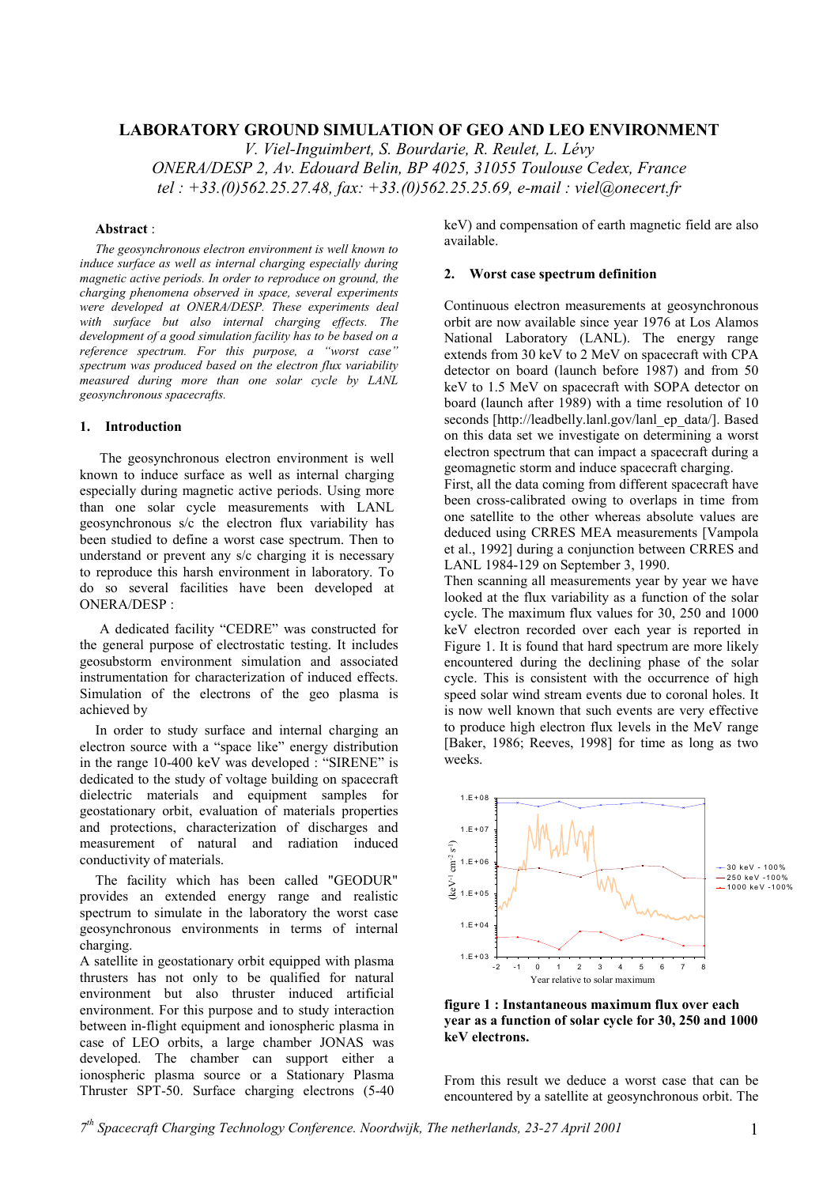# LABORATORY GROUND SIMULATION OF GEO AND LEO ENVIRONMENT

*V. Viel-Inguimbert, S. Bourdarie, R. Reulet, L. Lévy*
*ONERA/DESP 2, Av. Edouard Belin, BP 4025, 31055 Toulouse Cedex, France*
*tel : +33.(0)562.25.27.48, fax: +33.(0)562.25.25.69, e-mail : viel@onecert.fr*

**Abstract** :

*The geosynchronous electron environment is well known to induce surface as well as internal charging especially during magnetic active periods. In order to reproduce on ground, the charging phenomena observed in space, several experiments were developed at ONERA/DESP. These experiments deal with surface but also internal charging effects. The development of a good simulation facility has to be based on a reference spectrum. For this purpose, a "worst case" spectrum was produced based on the electron flux variability measured during more than one solar cycle by LANL geosynchronous spacecrafts.*

## 1. Introduction

The geosynchronous electron environment is well known to induce surface as well as internal charging especially during magnetic active periods. Using more than one solar cycle measurements with LANL geosynchronous s/c the electron flux variability has been studied to define a worst case spectrum. Then to understand or prevent any s/c charging it is necessary to reproduce this harsh environment in laboratory. To do so several facilities have been developed at ONERA/DESP :

A dedicated facility "CEDRE" was constructed for the general purpose of electrostatic testing. It includes geosubstorm environment simulation and associated instrumentation for characterization of induced effects. Simulation of the electrons of the geo plasma is achieved by

In order to study surface and internal charging an electron source with a "space like" energy distribution in the range 10-400 keV was developed : "SIRENE" is dedicated to the study of voltage building on spacecraft dielectric materials and equipment samples for geostationary orbit, evaluation of materials properties and protections, characterization of discharges and measurement of natural and radiation induced conductivity of materials.

The facility which has been called "GEODUR" provides an extended energy range and realistic spectrum to simulate in the laboratory the worst case geosynchronous environments in terms of internal charging.

A satellite in geostationary orbit equipped with plasma thrusters has not only to be qualified for natural environment but also thruster induced artificial environment. For this purpose and to study interaction between in-flight equipment and ionospheric plasma in case of LEO orbits, a large chamber JONAS was developed. The chamber can support either a ionospheric plasma source or a Stationary Plasma Thruster SPT-50. Surface charging electrons (5-40 keV) and compensation of earth magnetic field are also available.

## 2. Worst case spectrum definition

Continuous electron measurements at geosynchronous orbit are now available since year 1976 at Los Alamos National Laboratory (LANL). The energy range extends from 30 keV to 2 MeV on spacecraft with CPA detector on board (launch before 1987) and from 50 keV to 1.5 MeV on spacecraft with SOPA detector on board (launch after 1989) with a time resolution of 10 seconds [http://leadbelly.lanl.gov/lanl_ep_data/]. Based on this data set we investigate on determining a worst electron spectrum that can impact a spacecraft during a geomagnetic storm and induce spacecraft charging.

First, all the data coming from different spacecraft have been cross-calibrated owing to overlaps in time from one satellite to the other whereas absolute values are deduced using CRRES MEA measurements [Vampola et al., 1992] during a conjunction between CRRES and LANL 1984-129 on September 3, 1990.

Then scanning all measurements year by year we have looked at the flux variability as a function of the solar cycle. The maximum flux values for 30, 250 and 1000 keV electron recorded over each year is reported in Figure 1. It is found that hard spectrum are more likely encountered during the declining phase of the solar cycle. This is consistent with the occurrence of high speed solar wind stream events due to coronal holes. It is now well known that such events are very effective to produce high electron flux levels in the MeV range [Baker, 1986; Reeves, 1998] for time as long as two weeks.

**figure 1 : Instantaneous maximum flux over each year as a function of solar cycle for 30, 250 and 1000 keV electrons.**

From this result we deduce a worst case that can be encountered by a satellite at geosynchronous orbit. The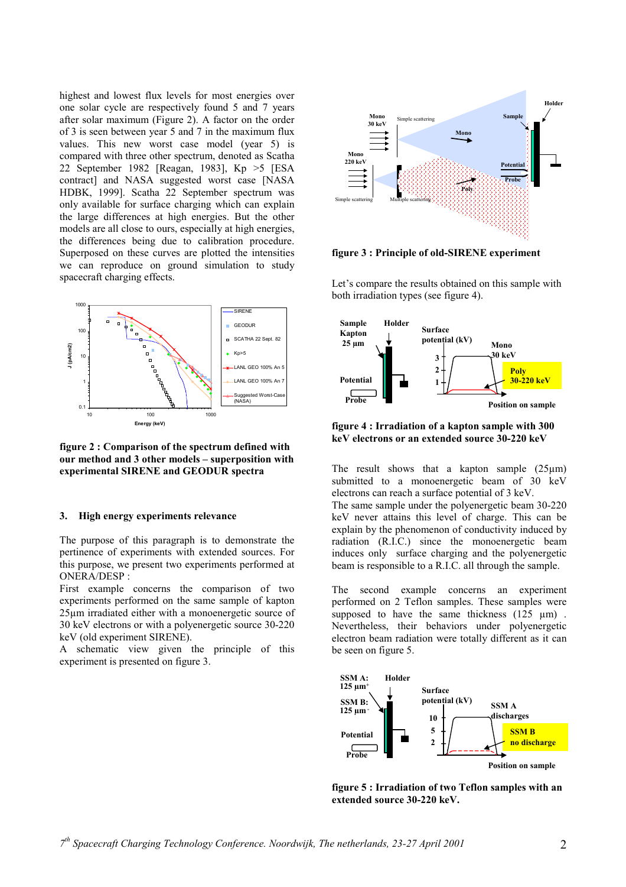highest and lowest flux levels for most energies over one solar cycle are respectively found 5 and 7 years after solar maximum (Figure 2). A factor on the order of 3 is seen between year 5 and 7 in the maximum flux values. This new worst case model (year 5) is compared with three other spectrum, denoted as Scatha 22 September 1982 [Reagan, 1983], Kp >5 [ESA contract] and NASA suggested worst case [NASA HDBK, 1999]. Scatha 22 September spectrum was only available for surface charging which can explain the large differences at high energies. But the other models are all close to ours, especially at high energies, the differences being due to calibration procedure. Superposed on these curves are plotted the intensities we can reproduce on ground simulation to study spacecraft charging effects.

**figure 2 : Comparison of the spectrum defined with our method and 3 other models – superposition with experimental SIRENE and GEODUR spectra**

## 3. High energy experiments relevance

The purpose of this paragraph is to demonstrate the pertinence of experiments with extended sources. For this purpose, we present two experiments performed at ONERA/DESP :

First example concerns the comparison of two experiments performed on the same sample of kapton 25µm irradiated either with a monoenergetic source of 30 keV electrons or with a polyenergetic source 30-220 keV (old experiment SIRENE).

A schematic view given the principle of this experiment is presented on figure 3.

**figure 3 : Principle of old-SIRENE experiment**

Let's compare the results obtained on this sample with both irradiation types (see figure 4).

**figure 4 : Irradiation of a kapton sample with 300 keV electrons or an extended source 30-220 keV**

The result shows that a kapton sample (25µm) submitted to a monoenergetic beam of 30 keV electrons can reach a surface potential of 3 keV.

The same sample under the polyenergetic beam 30-220 keV never attains this level of charge. This can be explain by the phenomenon of conductivity induced by radiation (R.I.C.) since the monoenergetic beam induces only surface charging and the polyenergetic beam is responsible to a R.I.C. all through the sample.

The second example concerns an experiment performed on 2 Teflon samples. These samples were supposed to have the same thickness (125 µm) . Nevertheless, their behaviors under polyenergetic electron beam radiation were totally different as it can be seen on figure 5.

**figure 5 : Irradiation of two Teflon samples with an extended source 30-220 keV.**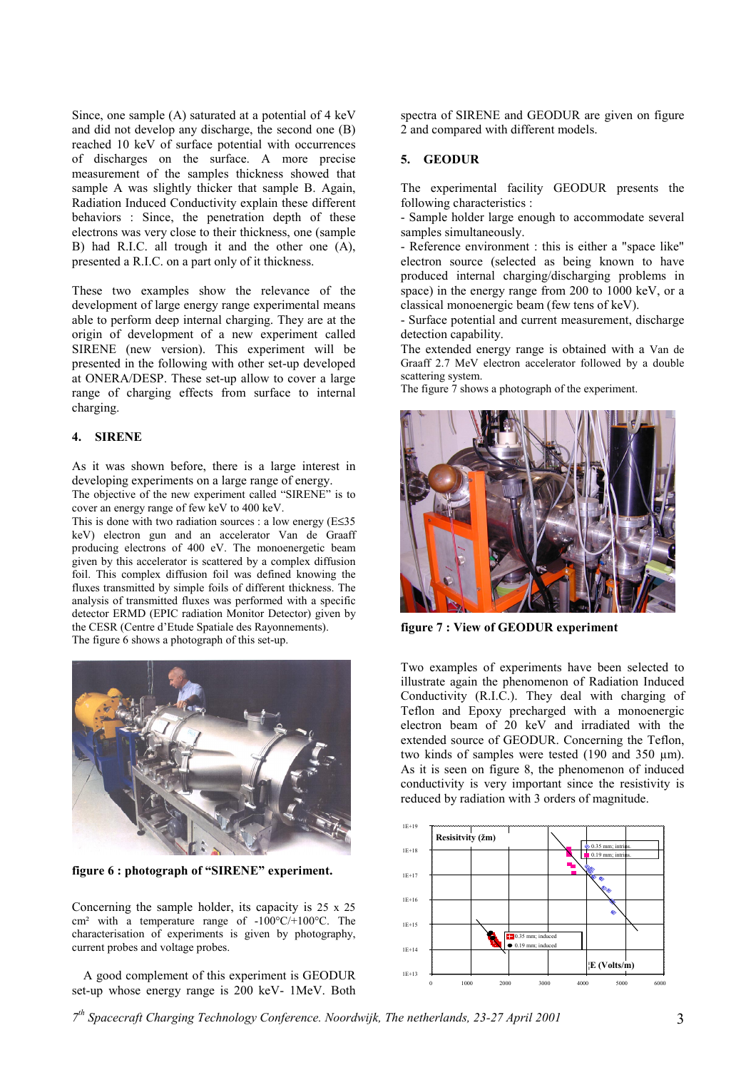Since, one sample (A) saturated at a potential of 4 keV and did not develop any discharge, the second one (B) reached 10 keV of surface potential with occurrences of discharges on the surface. A more precise measurement of the samples thickness showed that sample A was slightly thicker that sample B. Again, Radiation Induced Conductivity explain these different behaviors : Since, the penetration depth of these electrons was very close to their thickness, one (sample B) had R.I.C. all trough it and the other one (A), presented a R.I.C. on a part only of it thickness.

These two examples show the relevance of the development of large energy range experimental means able to perform deep internal charging. They are at the origin of development of a new experiment called SIRENE (new version). This experiment will be presented in the following with other set-up developed at ONERA/DESP. These set-up allow to cover a large range of charging effects from surface to internal charging.

## 4. SIRENE

As it was shown before, there is a large interest in developing experiments on a large range of energy.
The objective of the new experiment called "SIRENE" is to cover an energy range of few keV to 400 keV.
This is done with two radiation sources : a low energy (E≤35 keV) electron gun and an accelerator Van de Graaff producing electrons of 400 eV. The monoenergetic beam given by this accelerator is scattered by a complex diffusion foil. This complex diffusion foil was defined knowing the fluxes transmitted by simple foils of different thickness. The analysis of transmitted fluxes was performed with a specific detector ERMD (EPIC radiation Monitor Detector) given by the CESR (Centre d'Etude Spatiale des Rayonnements).
The figure 6 shows a photograph of this set-up.

**figure 6 : photograph of "SIRENE" experiment.**

Concerning the sample holder, its capacity is 25 x 25 cm² with a temperature range of -100°C/+100°C. The characterisation of experiments is given by photography, current probes and voltage probes.

A good complement of this experiment is GEODUR set-up whose energy range is 200 keV- 1MeV. Both spectra of SIRENE and GEODUR are given on figure 2 and compared with different models.

## 5. GEODUR

The experimental facility GEODUR presents the following characteristics :
- Sample holder large enough to accommodate several samples simultaneously.
- Reference environment : this is either a "space like" electron source (selected as being known to have produced internal charging/discharging problems in space) in the energy range from 200 to 1000 keV, or a classical monoenergic beam (few tens of keV).
- Surface potential and current measurement, discharge detection capability.

The extended energy range is obtained with a Van de Graaff 2.7 MeV electron accelerator followed by a double scattering system.
The figure 7 shows a photograph of the experiment.

**figure 7 : View of GEODUR experiment**

Two examples of experiments have been selected to illustrate again the phenomenon of Radiation Induced Conductivity (R.I.C.). They deal with charging of Teflon and Epoxy precharged with a monoenergic electron beam of 20 keV and irradiated with the extended source of GEODUR. Concerning the Teflon, two kinds of samples were tested (190 and 350 µm). As it is seen on figure 8, the phenomenon of induced conductivity is very important since the resistivity is reduced by radiation with 3 orders of magnitude.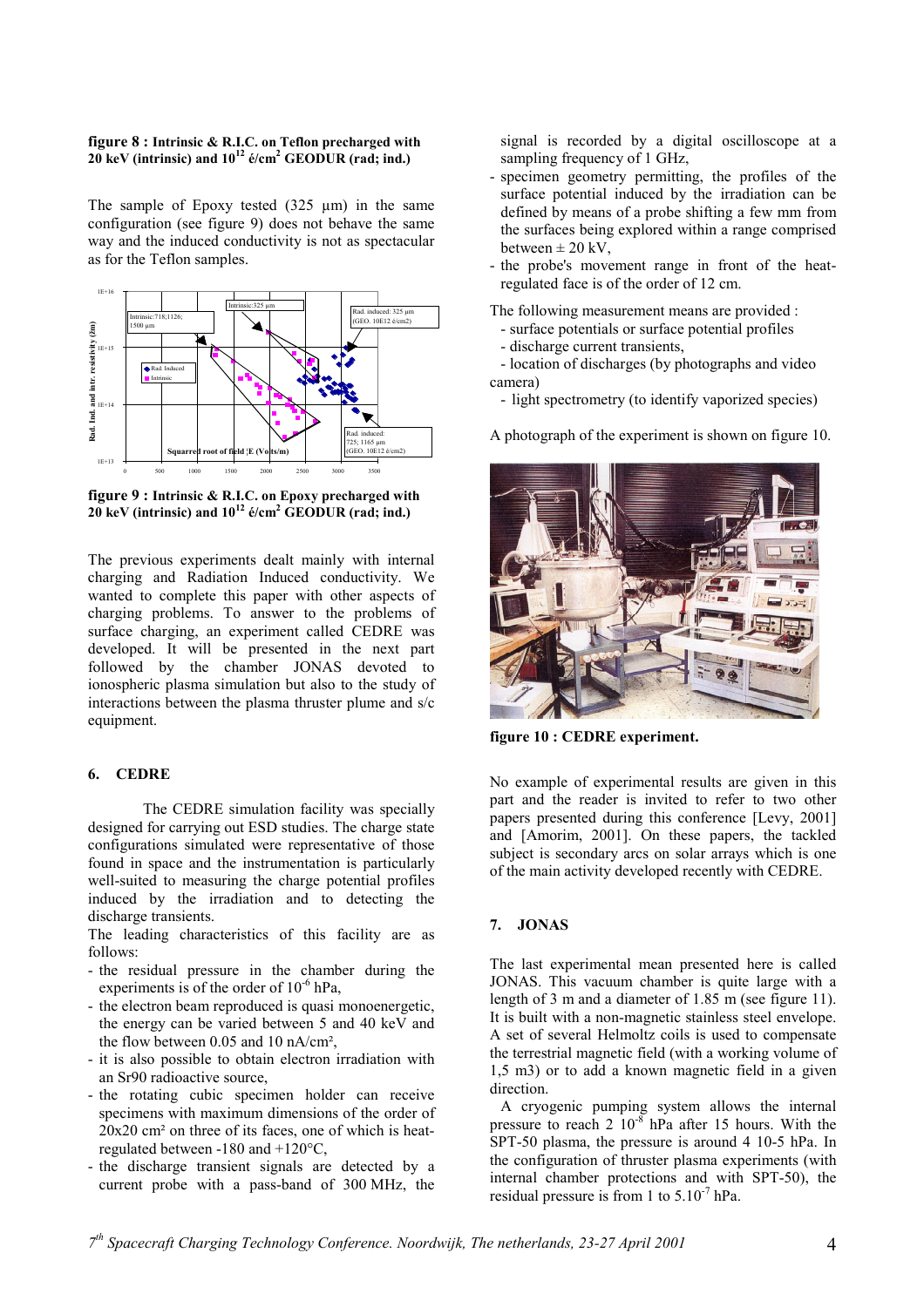**figure 8 : Intrinsic & R.I.C. on Teflon precharged with 20 keV (intrinsic) and $10^{12}$ é/cm² GEODUR (rad; ind.)**

The sample of Epoxy tested (325 µm) in the same configuration (see figure 9) does not behave the same way and the induced conductivity is not as spectacular as for the Teflon samples.

**figure 9 : Intrinsic & R.I.C. on Epoxy precharged with 20 keV (intrinsic) and $10^{12}$ é/cm² GEODUR (rad; ind.)**

The previous experiments dealt mainly with internal charging and Radiation Induced conductivity. We wanted to complete this paper with other aspects of charging problems. To answer to the problems of surface charging, an experiment called CEDRE was developed. It will be presented in the next part followed by the chamber JONAS devoted to ionospheric plasma simulation but also to the study of interactions between the plasma thruster plume and s/c equipment.

## 6. CEDRE

The CEDRE simulation facility was specially designed for carrying out ESD studies. The charge state configurations simulated were representative of those found in space and the instrumentation is particularly well-suited to measuring the charge potential profiles induced by the irradiation and to detecting the discharge transients.

The leading characteristics of this facility are as follows:

- the residual pressure in the chamber during the experiments is of the order of $10^{-6}$ hPa,
- the electron beam reproduced is quasi monoenergetic, the energy can be varied between 5 and 40 keV and the flow between 0.05 and 10 nA/cm²,
- it is also possible to obtain electron irradiation with an Sr90 radioactive source,
- the rotating cubic specimen holder can receive specimens with maximum dimensions of the order of 20x20 cm² on three of its faces, one of which is heat-regulated between -180 and +120°C,
- the discharge transient signals are detected by a current probe with a pass-band of 300 MHz, the signal is recorded by a digital oscilloscope at a sampling frequency of 1 GHz,
- specimen geometry permitting, the profiles of the surface potential induced by the irradiation can be defined by means of a probe shifting a few mm from the surfaces being explored within a range comprised between ± 20 kV,
- the probe's movement range in front of the heat-regulated face is of the order of 12 cm.

The following measurement means are provided :

- surface potentials or surface potential profiles
- discharge current transients,
- location of discharges (by photographs and video camera)
- light spectrometry (to identify vaporized species)

A photograph of the experiment is shown on figure 10.

**figure 10 : CEDRE experiment.**

No example of experimental results are given in this part and the reader is invited to refer to two other papers presented during this conference [Levy, 2001] and [Amorim, 2001]. On these papers, the tackled subject is secondary arcs on solar arrays which is one of the main activity developed recently with CEDRE.

## 7. JONAS

The last experimental mean presented here is called JONAS. This vacuum chamber is quite large with a length of 3 m and a diameter of 1.85 m (see figure 11). It is built with a non-magnetic stainless steel envelope. A set of several Helmoltz coils is used to compensate the terrestrial magnetic field (with a working volume of 1,5 m3) or to add a known magnetic field in a given direction.

A cryogenic pumping system allows the internal pressure to reach 2 $10^{-8}$ hPa after 15 hours. With the SPT-50 plasma, the pressure is around 4 10-5 hPa. In the configuration of thruster plasma experiments (with internal chamber protections and with SPT-50), the residual pressure is from 1 to $5.10^{-7}$ hPa.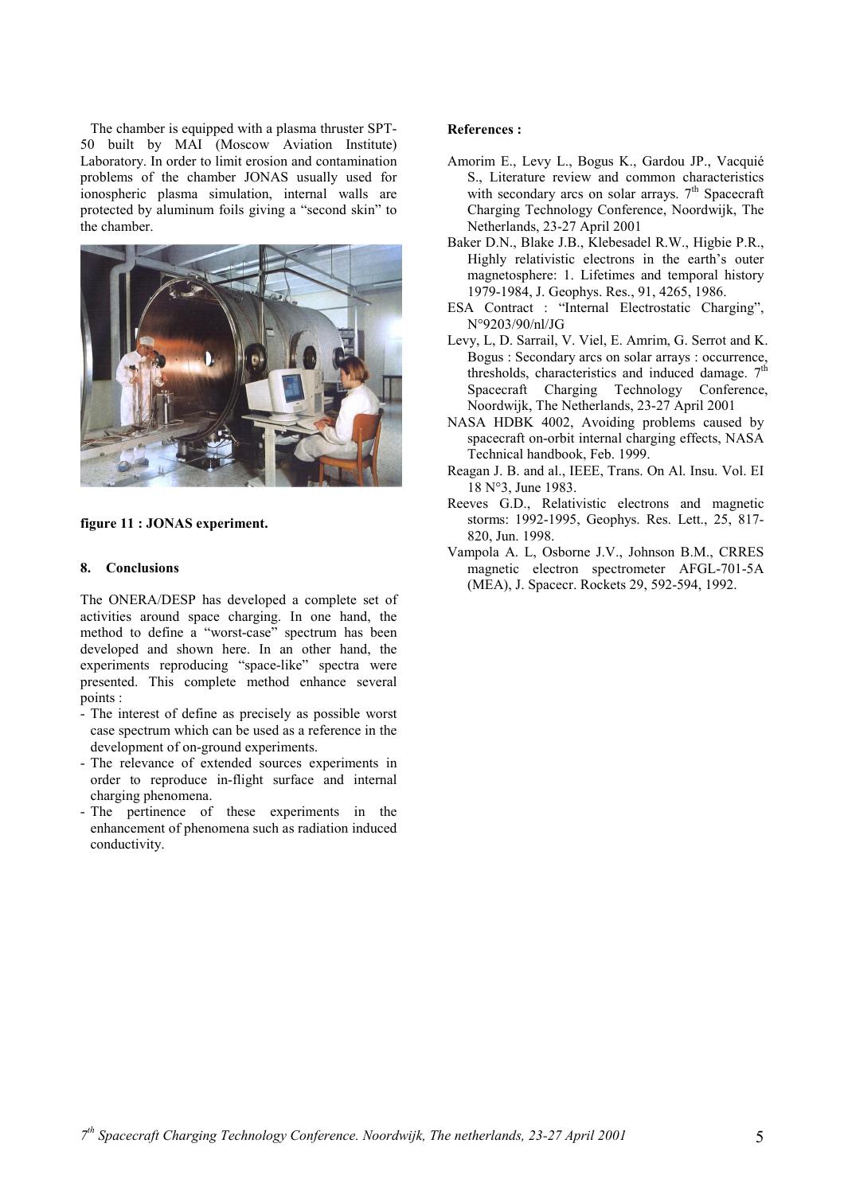The chamber is equipped with a plasma thruster SPT-50 built by MAI (Moscow Aviation Institute) Laboratory. In order to limit erosion and contamination problems of the chamber JONAS usually used for ionospheric plasma simulation, internal walls are protected by aluminum foils giving a "second skin" to the chamber.

**figure 11 : JONAS experiment.**

## 8. Conclusions

The ONERA/DESP has developed a complete set of activities around space charging. In one hand, the method to define a "worst-case" spectrum has been developed and shown here. In an other hand, the experiments reproducing "space-like" spectra were presented. This complete method enhance several points :

- The interest of define as precisely as possible worst case spectrum which can be used as a reference in the development of on-ground experiments.
- The relevance of extended sources experiments in order to reproduce in-flight surface and internal charging phenomena.
- The pertinence of these experiments in the enhancement of phenomena such as radiation induced conductivity.

**References :**

Amorim E., Levy L., Bogus K., Gardou JP., Vacquié S., Literature review and common characteristics with secondary arcs on solar arrays. 7th Spacecraft Charging Technology Conference, Noordwijk, The Netherlands, 23-27 April 2001

Baker D.N., Blake J.B., Klebesadel R.W., Higbie P.R., Highly relativistic electrons in the earth's outer magnetosphere: 1. Lifetimes and temporal history 1979-1984, J. Geophys. Res., 91, 4265, 1986.

ESA Contract : "Internal Electrostatic Charging", N°9203/90/nl/JG

Levy, L, D. Sarrail, V. Viel, E. Amrim, G. Serrot and K. Bogus : Secondary arcs on solar arrays : occurrence, thresholds, characteristics and induced damage. 7th Spacecraft Charging Technology Conference, Noordwijk, The Netherlands, 23-27 April 2001

NASA HDBK 4002, Avoiding problems caused by spacecraft on-orbit internal charging effects, NASA Technical handbook, Feb. 1999.

Reagan J. B. and al., IEEE, Trans. On Al. Insu. Vol. EI 18 N°3, June 1983.

Reeves G.D., Relativistic electrons and magnetic storms: 1992-1995, Geophys. Res. Lett., 25, 817-820, Jun. 1998.

Vampola A. L, Osborne J.V., Johnson B.M., CRRES magnetic electron spectrometer AFGL-701-5A (MEA), J. Spacecr. Rockets 29, 592-594, 1992.